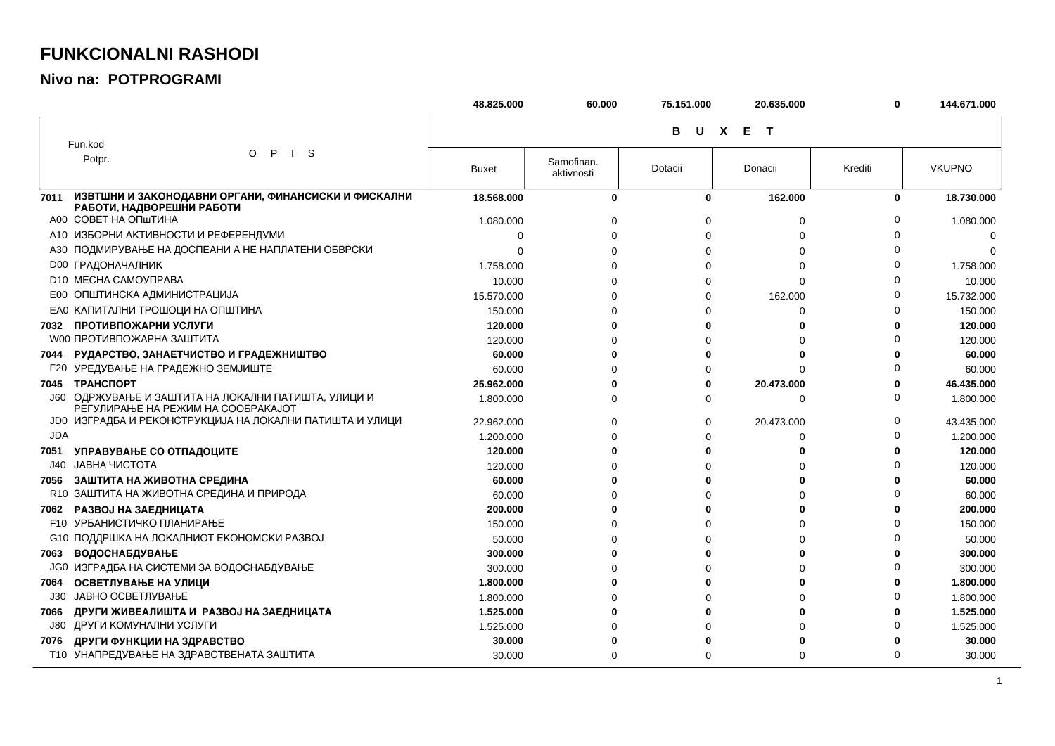# FUNKCIONALNI RASHODI

## Nivo na: POTPROGRAMI

| Fun.kod Potpr. | O P I S | B U X E T | | | | | |
|---|---|---|---|---|---|---|---|
| | | Buxet | Samofinan. aktivnosti | Dotacii | Donacii | Krediti | VKUPNO |
| | | **48.825.000** | **60.000** | **75.151.000** | **20.635.000** | **0** | **144.671.000** |
| **7011** | **ИЗВТШНИ И ЗАКОНОДАВНИ ОРГАНИ, ФИНАНСИСКИ И ФИСКАЛНИ РАБОТИ, НАДВОРЕШНИ РАБОТИ** | **18.568.000** | **0** | **0** | **162.000** | **0** | **18.730.000** |
| A00 | СОВЕТ НА ОПшТИНА | 1.080.000 | 0 | 0 | 0 | 0 | 1.080.000 |
| A10 | ИЗБОРНИ АКТИВНОСТИ И РЕФЕРЕНДУМИ | 0 | 0 | 0 | 0 | 0 | 0 |
| A30 | ПОДМИРУВАЊЕ НА ДОСПЕАНИ А НЕ НАПЛАТЕНИ ОБВРСКИ | 0 | 0 | 0 | 0 | 0 | 0 |
| D00 | ГРАДОНАЧАЛНИК | 1.758.000 | 0 | 0 | 0 | 0 | 1.758.000 |
| D10 | МЕСНА САМОУПРАВА | 10.000 | 0 | 0 | 0 | 0 | 10.000 |
| E00 | ОПШТИНСКА АДМИНИСТРАЦИЈА | 15.570.000 | 0 | 0 | 162.000 | 0 | 15.732.000 |
| EA0 | КАПИТАЛНИ ТРОШОЦИ НА ОПШТИНА | 150.000 | 0 | 0 | 0 | 0 | 150.000 |
| **7032** | **ПРОТИВПОЖАРНИ УСЛУГИ** | **120.000** | **0** | **0** | **0** | **0** | **120.000** |
| W00 | ПРОТИВПОЖАРНА ЗАШТИТА | 120.000 | 0 | 0 | 0 | 0 | 120.000 |
| **7044** | **РУДАРСТВО, ЗАНАЕТЧИСТВО И ГРАДЕЖНИШТВО** | **60.000** | **0** | **0** | **0** | **0** | **60.000** |
| F20 | УРЕДУВАЊЕ НА ГРАДЕЖНО ЗЕМЈИШТЕ | 60.000 | 0 | 0 | 0 | 0 | 60.000 |
| **7045** | **ТРАНСПОРТ** | **25.962.000** | **0** | **0** | **20.473.000** | **0** | **46.435.000** |
| J60 | ОДРЖУВАЊЕ И ЗАШТИТА НА ЛОКАЛНИ ПАТИШТА, УЛИЦИ И РЕГУЛИРАЊЕ НА РЕЖИМ НА СООБРАКАЈОТ | 1.800.000 | 0 | 0 | 0 | 0 | 1.800.000 |
| JD0 | ИЗГРАДБА И РЕКОНСТРУКЦИЈА НА ЛОКАЛНИ ПАТИШТА И УЛИЦИ | 22.962.000 | 0 | 0 | 20.473.000 | 0 | 43.435.000 |
| JDA | | 1.200.000 | 0 | 0 | 0 | 0 | 1.200.000 |
| **7051** | **УПРАВУВАЊЕ СО ОТПАДОЦИТЕ** | **120.000** | **0** | **0** | **0** | **0** | **120.000** |
| J40 | ЈАВНА ЧИСТОТА | 120.000 | 0 | 0 | 0 | 0 | 120.000 |
| **7056** | **ЗАШТИТА НА ЖИВОТНА СРЕДИНА** | **60.000** | **0** | **0** | **0** | **0** | **60.000** |
| R10 | ЗАШТИТА НА ЖИВОТНА СРЕДИНА И ПРИРОДА | 60.000 | 0 | 0 | 0 | 0 | 60.000 |
| **7062** | **РАЗВОЈ НА ЗАЕДНИЦАТА** | **200.000** | **0** | **0** | **0** | **0** | **200.000** |
| F10 | УРБАНИСТИЧКО ПЛАНИРАЊЕ | 150.000 | 0 | 0 | 0 | 0 | 150.000 |
| G10 | ПОДДРШКА НА ЛОКАЛНИОТ ЕКОНОМСКИ РАЗВОЈ | 50.000 | 0 | 0 | 0 | 0 | 50.000 |
| **7063** | **ВОДОСНАБДУВАЊЕ** | **300.000** | **0** | **0** | **0** | **0** | **300.000** |
| JG0 | ИЗГРАДБА НА СИСТЕМИ ЗА ВОДОСНАБДУВАЊЕ | 300.000 | 0 | 0 | 0 | 0 | 300.000 |
| **7064** | **ОСВЕТЛУВАЊЕ НА УЛИЦИ** | **1.800.000** | **0** | **0** | **0** | **0** | **1.800.000** |
| J30 | ЈАВНО ОСВЕТЛУВАЊЕ | 1.800.000 | 0 | 0 | 0 | 0 | 1.800.000 |
| **7066** | **ДРУГИ ЖИВЕАЛИШТА И РАЗВОЈ НА ЗАЕДНИЦАТА** | **1.525.000** | **0** | **0** | **0** | **0** | **1.525.000** |
| J80 | ДРУГИ КОМУНАЛНИ УСЛУГИ | 1.525.000 | 0 | 0 | 0 | 0 | 1.525.000 |
| **7076** | **ДРУГИ ФУНКЦИИ НА ЗДРАВСТВО** | **30.000** | **0** | **0** | **0** | **0** | **30.000** |
| T10 | УНАПРЕДУВАЊЕ НА ЗДРАВСТВЕНАТА ЗАШТИТА | 30.000 | 0 | 0 | 0 | 0 | 30.000 |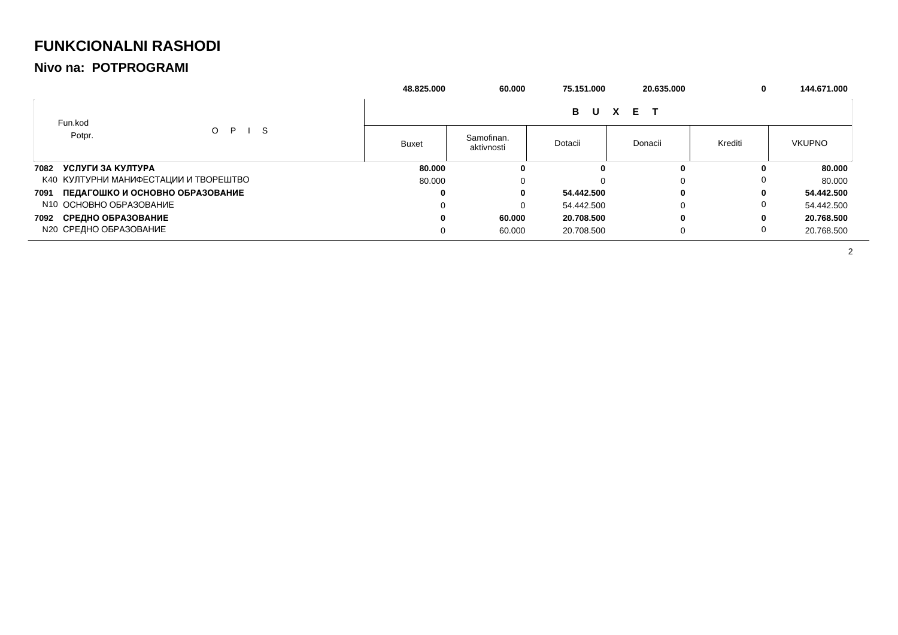# FUNKCIONALNI RASHODI

## Nivo na: POTPROGRAMI

| Fun.kod Potpr. | O P I S | Buxet | Samofinan. aktivnosti | Dotacii | Donacii | Krediti | VKUPNO |
|---|---|---|---|---|---|---|---|
| | | **48.825.000** | **60.000** | **75.151.000** | **20.635.000** | **0** | **144.671.000** |
| **7082** | **УСЛУГИ ЗА КУЛТУРА** | **80.000** | **0** | **0** | **0** | **0** | **80.000** |
| K40 | КУЛТУРНИ МАНИФЕСТАЦИИ И ТВОРЕШТВО | 80.000 | 0 | 0 | 0 | 0 | 80.000 |
| **7091** | **ПЕДАГОШКО И ОСНОВНО ОБРАЗОВАНИЕ** | **0** | **0** | **54.442.500** | **0** | **0** | **54.442.500** |
| N10 | ОСНОВНО ОБРАЗОВАНИЕ | 0 | 0 | 54.442.500 | 0 | 0 | 54.442.500 |
| **7092** | **СРЕДНО ОБРАЗОВАНИЕ** | **0** | **60.000** | **20.708.500** | **0** | **0** | **20.768.500** |
| N20 | СРЕДНО ОБРАЗОВАНИЕ | 0 | 60.000 | 20.708.500 | 0 | 0 | 20.768.500 |